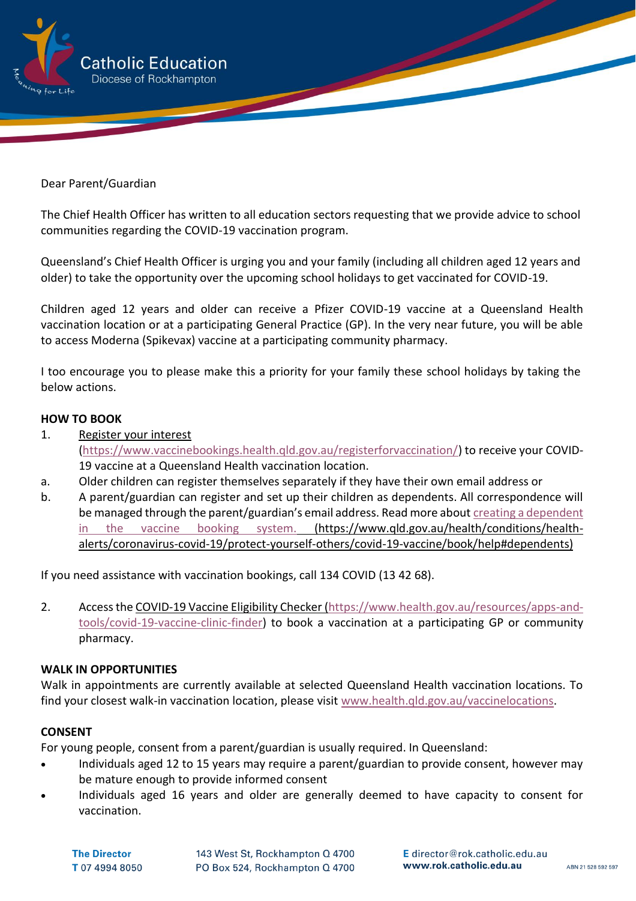# Catholic Education
Diocese of Rockhampton

Dear Parent/Guardian

The Chief Health Officer has written to all education sectors requesting that we provide advice to school communities regarding the COVID-19 vaccination program.

Queensland's Chief Health Officer is urging you and your family (including all children aged 12 years and older) to take the opportunity over the upcoming school holidays to get vaccinated for COVID-19.

Children aged 12 years and older can receive a Pfizer COVID-19 vaccine at a Queensland Health vaccination location or at a participating General Practice (GP). In the very near future, you will be able to access Moderna (Spikevax) vaccine at a participating community pharmacy.

I too encourage you to please make this a priority for your family these school holidays by taking the below actions.

**HOW TO BOOK**

1. Register your interest (https://www.vaccinebookings.health.qld.gov.au/registerforvaccination/) to receive your COVID-19 vaccine at a Queensland Health vaccination location.
   a. Older children can register themselves separately if they have their own email address or
   b. A parent/guardian can register and set up their children as dependents. All correspondence will be managed through the parent/guardian's email address. Read more about creating a dependent in the vaccine booking system. (https://www.qld.gov.au/health/conditions/health-alerts/coronavirus-covid-19/protect-yourself-others/covid-19-vaccine/book/help#dependents)

If you need assistance with vaccination bookings, call 134 COVID (13 42 68).

2. Access the COVID-19 Vaccine Eligibility Checker (https://www.health.gov.au/resources/apps-and-tools/covid-19-vaccine-clinic-finder) to book a vaccination at a participating GP or community pharmacy.

**WALK IN OPPORTUNITIES**

Walk in appointments are currently available at selected Queensland Health vaccination locations. To find your closest walk-in vaccination location, please visit www.health.qld.gov.au/vaccinelocations.

**CONSENT**

For young people, consent from a parent/guardian is usually required. In Queensland:

- Individuals aged 12 to 15 years may require a parent/guardian to provide consent, however may be mature enough to provide informed consent
- Individuals aged 16 years and older are generally deemed to have capacity to consent for vaccination.

**The Director**
**T** 07 4994 8050
143 West St, Rockhampton Q 4700
PO Box 524, Rockhampton Q 4700
**E** director@rok.catholic.edu.au
**www.rok.catholic.edu.au**
ABN 21 528 592 597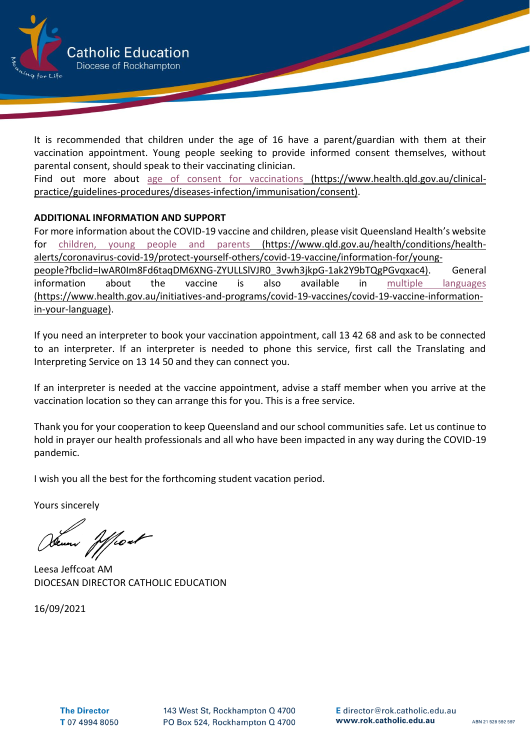It is recommended that children under the age of 16 have a parent/guardian with them at their vaccination appointment. Young people seeking to provide informed consent themselves, without parental consent, should speak to their vaccinating clinician.

Find out more about age of consent for vaccinations (https://www.health.qld.gov.au/clinical-practice/guidelines-procedures/diseases-infection/immunisation/consent).

**ADDITIONAL INFORMATION AND SUPPORT**

For more information about the COVID-19 vaccine and children, please visit Queensland Health's website for children, young people and parents (https://www.qld.gov.au/health/conditions/health-alerts/coronavirus-covid-19/protect-yourself-others/covid-19-vaccine/information-for/young-people?fbclid=IwAR0Im8Fd6taqDM6XNG-ZYULLSlVJR0_3vwh3jkpG-1ak2Y9bTQgPGvqxac4). General information about the vaccine is also available in multiple languages (https://www.health.gov.au/initiatives-and-programs/covid-19-vaccines/covid-19-vaccine-information-in-your-language).

If you need an interpreter to book your vaccination appointment, call 13 42 68 and ask to be connected to an interpreter. If an interpreter is needed to phone this service, first call the Translating and Interpreting Service on 13 14 50 and they can connect you.

If an interpreter is needed at the vaccine appointment, advise a staff member when you arrive at the vaccination location so they can arrange this for you. This is a free service.

Thank you for your cooperation to keep Queensland and our school communities safe. Let us continue to hold in prayer our health professionals and all who have been impacted in any way during the COVID-19 pandemic.

I wish you all the best for the forthcoming student vacation period.

Yours sincerely

Leesa Jeffcoat AM
DIOCESAN DIRECTOR CATHOLIC EDUCATION

16/09/2021